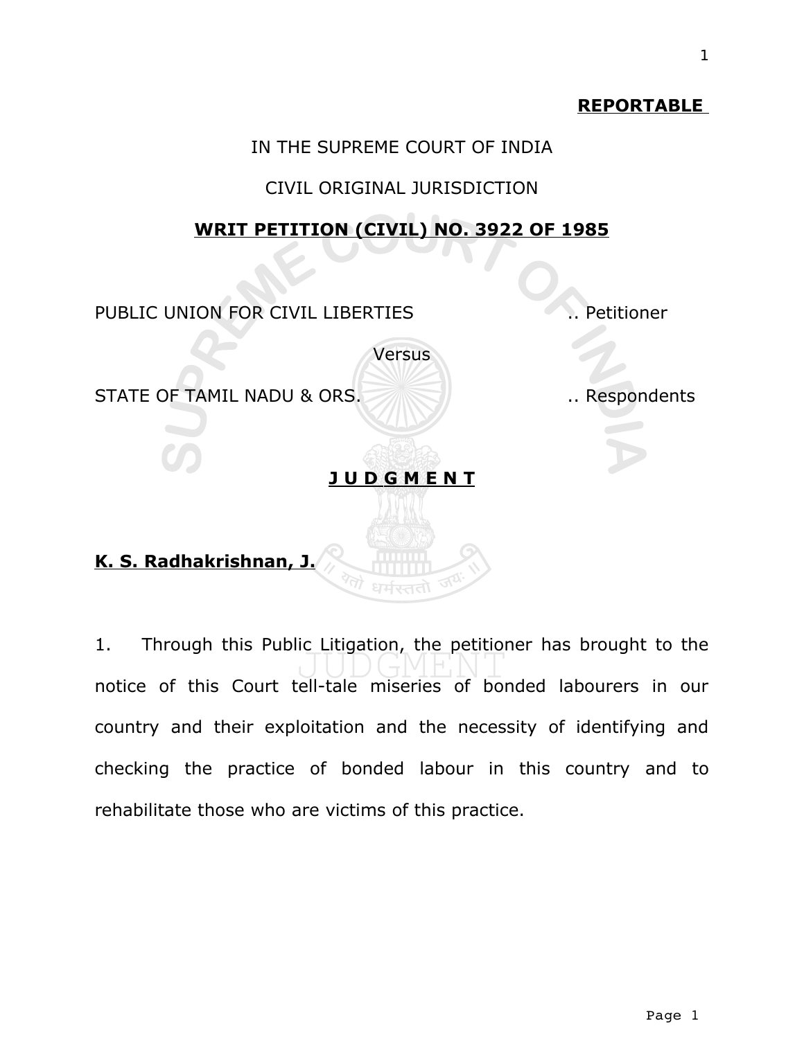**REPORTABLE**

IN THE SUPREME COURT OF INDIA

CIVIL ORIGINAL JURISDICTION

**WRIT PETITION (CIVIL) NO. 3922 OF 1985**

PUBLIC UNION FOR CIVIL LIBERTIES .. Petitioner

Versus

STATE OF TAMIL NADU & ORS. .. Respondents

**J U D G M E N T**

**K. S. Radhakrishnan, J.**

1. Through this Public Litigation, the petitioner has brought to the notice of this Court tell-tale miseries of bonded labourers in our country and their exploitation and the necessity of identifying and checking the practice of bonded labour in this country and to rehabilitate those who are victims of this practice.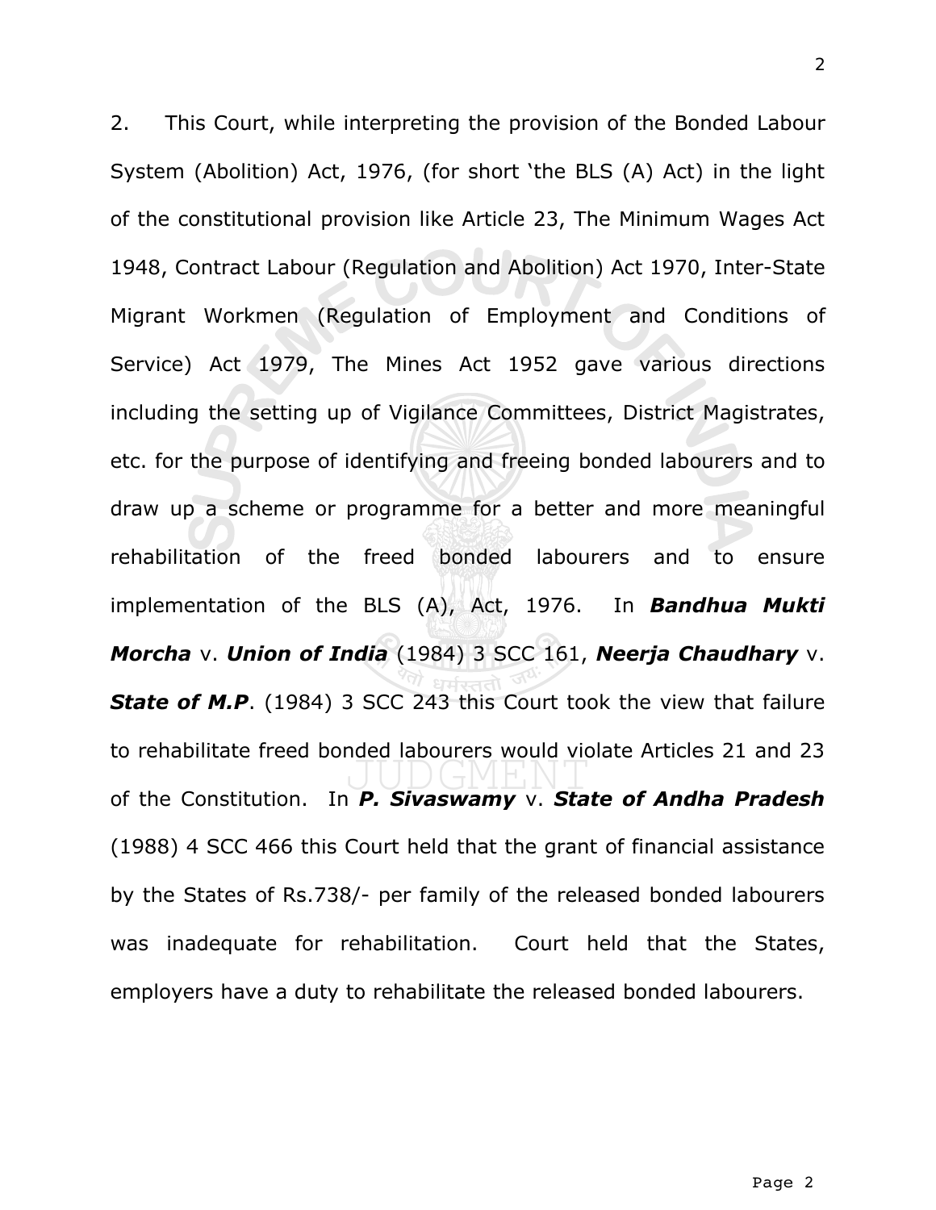2. This Court, while interpreting the provision of the Bonded Labour System (Abolition) Act, 1976, (for short 'the BLS (A) Act) in the light of the constitutional provision like Article 23, The Minimum Wages Act 1948, Contract Labour (Regulation and Abolition) Act 1970, Inter-State Migrant Workmen (Regulation of Employment and Conditions of Service) Act 1979, The Mines Act 1952 gave various directions including the setting up of Vigilance Committees, District Magistrates, etc. for the purpose of identifying and freeing bonded labourers and to draw up a scheme or programme for a better and more meaningful rehabilitation of the freed bonded labourers and to ensure implementation of the BLS (A), Act, 1976. In ***Bandhua Mukti Morcha*** v. ***Union of India*** (1984) 3 SCC 161, ***Neerja Chaudhary*** v. ***State of M.P***. (1984) 3 SCC 243 this Court took the view that failure to rehabilitate freed bonded labourers would violate Articles 21 and 23 of the Constitution. In ***P. Sivaswamy*** v. ***State of Andha Pradesh*** (1988) 4 SCC 466 this Court held that the grant of financial assistance by the States of Rs.738/- per family of the released bonded labourers was inadequate for rehabilitation. Court held that the States, employers have a duty to rehabilitate the released bonded labourers.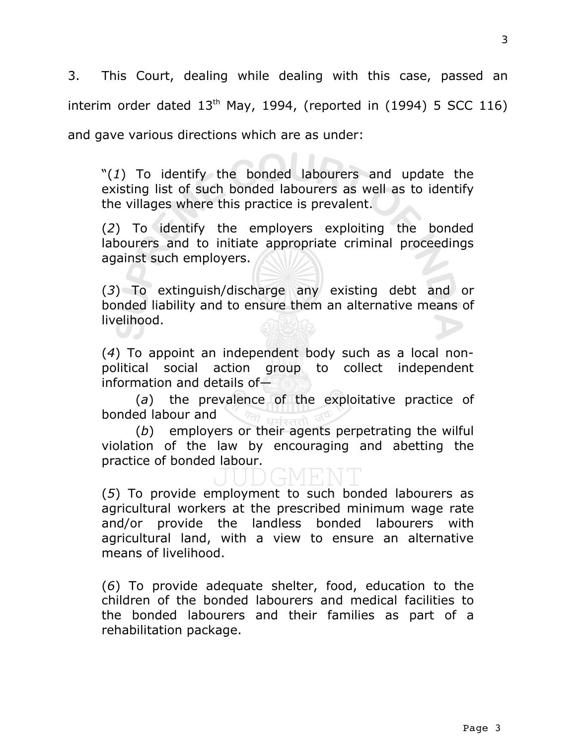3. This Court, dealing while dealing with this case, passed an interim order dated 13th May, 1994, (reported in (1994) 5 SCC 116) and gave various directions which are as under:

> "(*1*) To identify the bonded labourers and update the existing list of such bonded labourers as well as to identify the villages where this practice is prevalent.
>
> (*2*) To identify the employers exploiting the bonded labourers and to initiate appropriate criminal proceedings against such employers.
>
> (*3*) To extinguish/discharge any existing debt and or bonded liability and to ensure them an alternative means of livelihood.
>
> (*4*) To appoint an independent body such as a local non-political social action group to collect independent information and details of—
>
> (*a*) the prevalence of the exploitative practice of bonded labour and
>
> (*b*) employers or their agents perpetrating the wilful violation of the law by encouraging and abetting the practice of bonded labour.
>
> (*5*) To provide employment to such bonded labourers as agricultural workers at the prescribed minimum wage rate and/or provide the landless bonded labourers with agricultural land, with a view to ensure an alternative means of livelihood.
>
> (*6*) To provide adequate shelter, food, education to the children of the bonded labourers and medical facilities to the bonded labourers and their families as part of a rehabilitation package.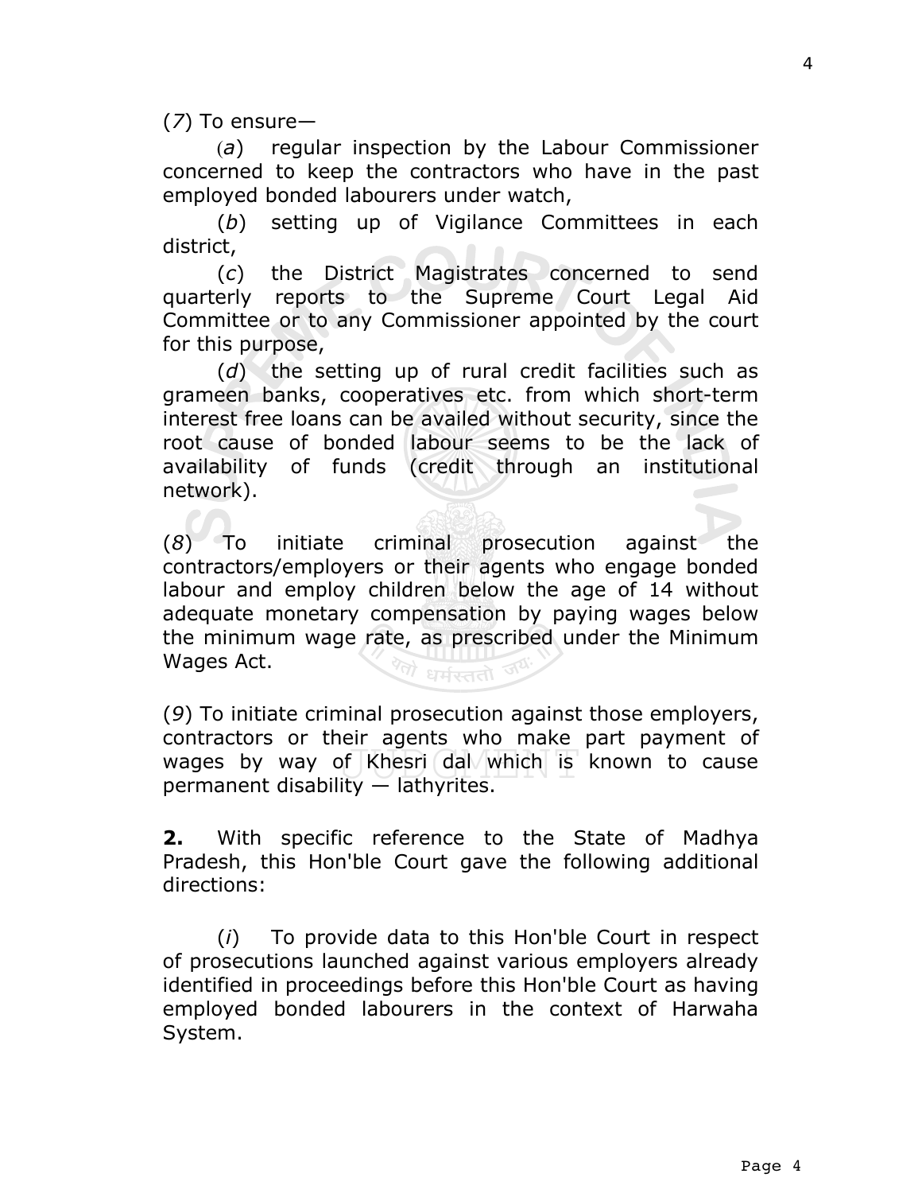(*7*) To ensure—

(*a*) regular inspection by the Labour Commissioner concerned to keep the contractors who have in the past employed bonded labourers under watch,

(*b*) setting up of Vigilance Committees in each district,

(*c*) the District Magistrates concerned to send quarterly reports to the Supreme Court Legal Aid Committee or to any Commissioner appointed by the court for this purpose,

(*d*) the setting up of rural credit facilities such as grameen banks, cooperatives etc. from which short-term interest free loans can be availed without security, since the root cause of bonded labour seems to be the lack of availability of funds (credit through an institutional network).

(*8*) To initiate criminal prosecution against the contractors/employers or their agents who engage bonded labour and employ children below the age of 14 without adequate monetary compensation by paying wages below the minimum wage rate, as prescribed under the Minimum Wages Act.

(*9*) To initiate criminal prosecution against those employers, contractors or their agents who make part payment of wages by way of Khesri dal which is known to cause permanent disability — lathyrites.

**2.** With specific reference to the State of Madhya Pradesh, this Hon'ble Court gave the following additional directions:

(*i*) To provide data to this Hon'ble Court in respect of prosecutions launched against various employers already identified in proceedings before this Hon'ble Court as having employed bonded labourers in the context of Harwaha System.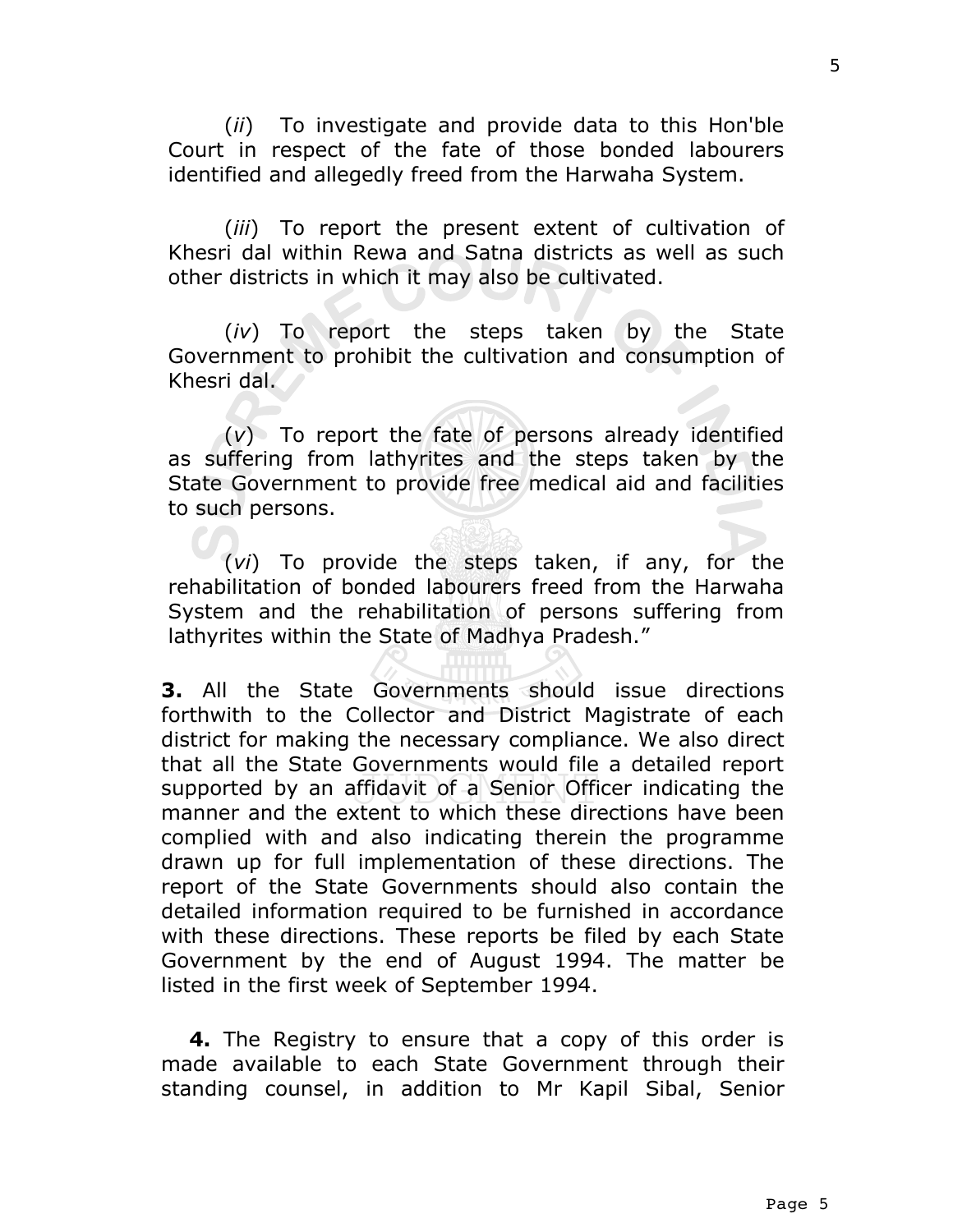(*ii*) To investigate and provide data to this Hon'ble Court in respect of the fate of those bonded labourers identified and allegedly freed from the Harwaha System.

(*iii*) To report the present extent of cultivation of Khesri dal within Rewa and Satna districts as well as such other districts in which it may also be cultivated.

(*iv*) To report the steps taken by the State Government to prohibit the cultivation and consumption of Khesri dal.

(*v*) To report the fate of persons already identified as suffering from lathyrites and the steps taken by the State Government to provide free medical aid and facilities to such persons.

(*vi*) To provide the steps taken, if any, for the rehabilitation of bonded labourers freed from the Harwaha System and the rehabilitation of persons suffering from lathyrites within the State of Madhya Pradesh."

**3.** All the State Governments should issue directions forthwith to the Collector and District Magistrate of each district for making the necessary compliance. We also direct that all the State Governments would file a detailed report supported by an affidavit of a Senior Officer indicating the manner and the extent to which these directions have been complied with and also indicating therein the programme drawn up for full implementation of these directions. The report of the State Governments should also contain the detailed information required to be furnished in accordance with these directions. These reports be filed by each State Government by the end of August 1994. The matter be listed in the first week of September 1994.

**4.** The Registry to ensure that a copy of this order is made available to each State Government through their standing counsel, in addition to Mr Kapil Sibal, Senior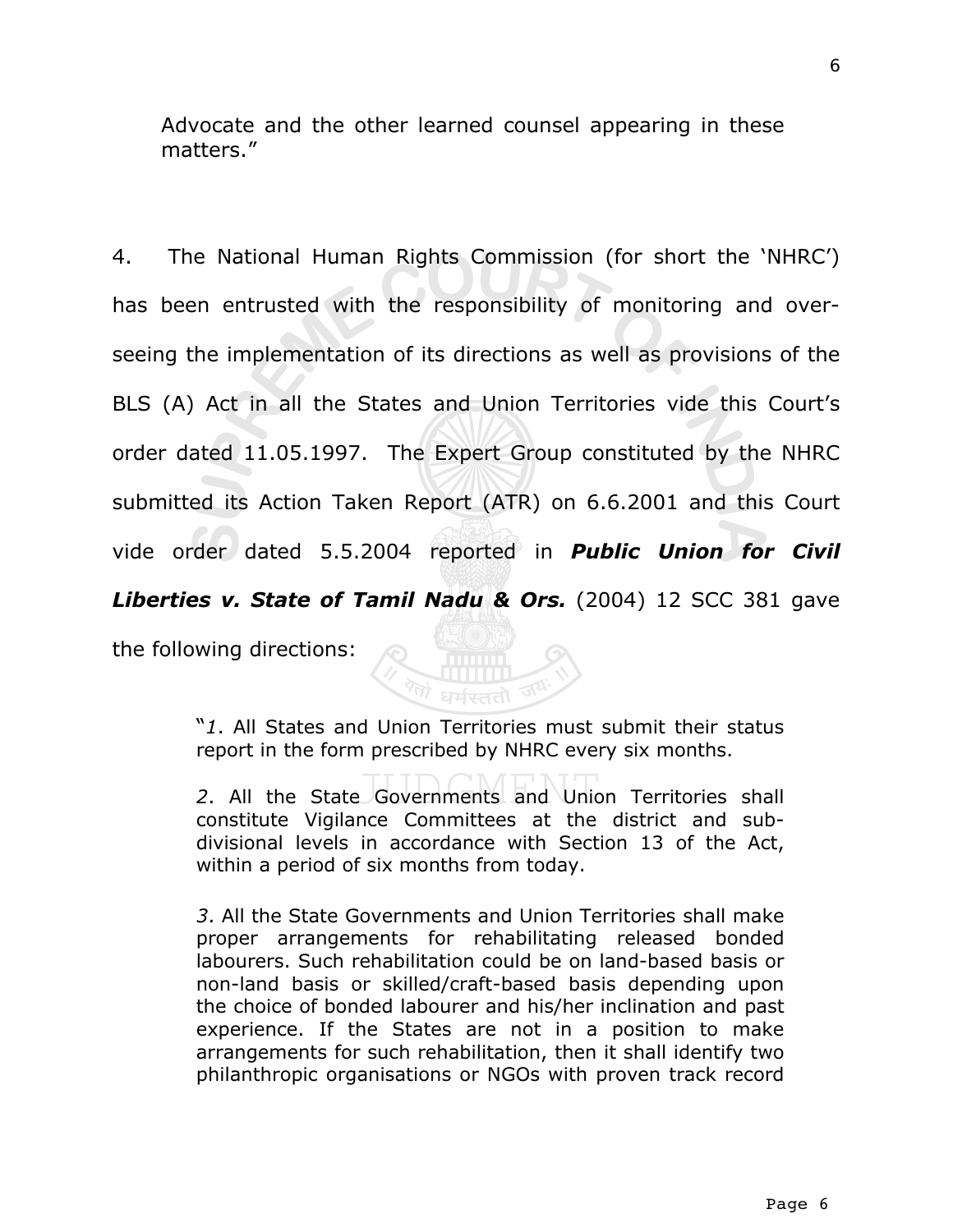Advocate and the other learned counsel appearing in these matters."

4. The National Human Rights Commission (for short the 'NHRC') has been entrusted with the responsibility of monitoring and overseeing the implementation of its directions as well as provisions of the BLS (A) Act in all the States and Union Territories vide this Court's order dated 11.05.1997. The Expert Group constituted by the NHRC submitted its Action Taken Report (ATR) on 6.6.2001 and this Court vide order dated 5.5.2004 reported in ***Public Union for Civil Liberties v. State of Tamil Nadu & Ors.*** (2004) 12 SCC 381 gave the following directions:

> "*1*. All States and Union Territories must submit their status report in the form prescribed by NHRC every six months.
>
> *2*. All the State Governments and Union Territories shall constitute Vigilance Committees at the district and sub-divisional levels in accordance with Section 13 of the Act, within a period of six months from today.
>
> *3*. All the State Governments and Union Territories shall make proper arrangements for rehabilitating released bonded labourers. Such rehabilitation could be on land-based basis or non-land basis or skilled/craft-based basis depending upon the choice of bonded labourer and his/her inclination and past experience. If the States are not in a position to make arrangements for such rehabilitation, then it shall identify two philanthropic organisations or NGOs with proven track record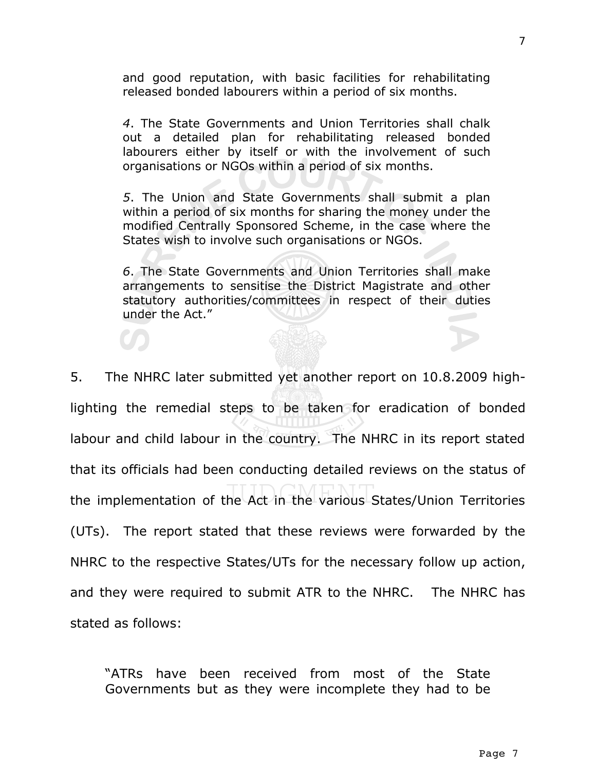> and good reputation, with basic facilities for rehabilitating released bonded labourers within a period of six months.
>
> *4*. The State Governments and Union Territories shall chalk out a detailed plan for rehabilitating released bonded labourers either by itself or with the involvement of such organisations or NGOs within a period of six months.
>
> *5*. The Union and State Governments shall submit a plan within a period of six months for sharing the money under the modified Centrally Sponsored Scheme, in the case where the States wish to involve such organisations or NGOs.
>
> *6*. The State Governments and Union Territories shall make arrangements to sensitise the District Magistrate and other statutory authorities/committees in respect of their duties under the Act."

5. The NHRC later submitted yet another report on 10.8.2009 high-lighting the remedial steps to be taken for eradication of bonded labour and child labour in the country. The NHRC in its report stated that its officials had been conducting detailed reviews on the status of the implementation of the Act in the various States/Union Territories (UTs). The report stated that these reviews were forwarded by the NHRC to the respective States/UTs for the necessary follow up action, and they were required to submit ATR to the NHRC. The NHRC has stated as follows:

> "ATRs have been received from most of the State Governments but as they were incomplete they had to be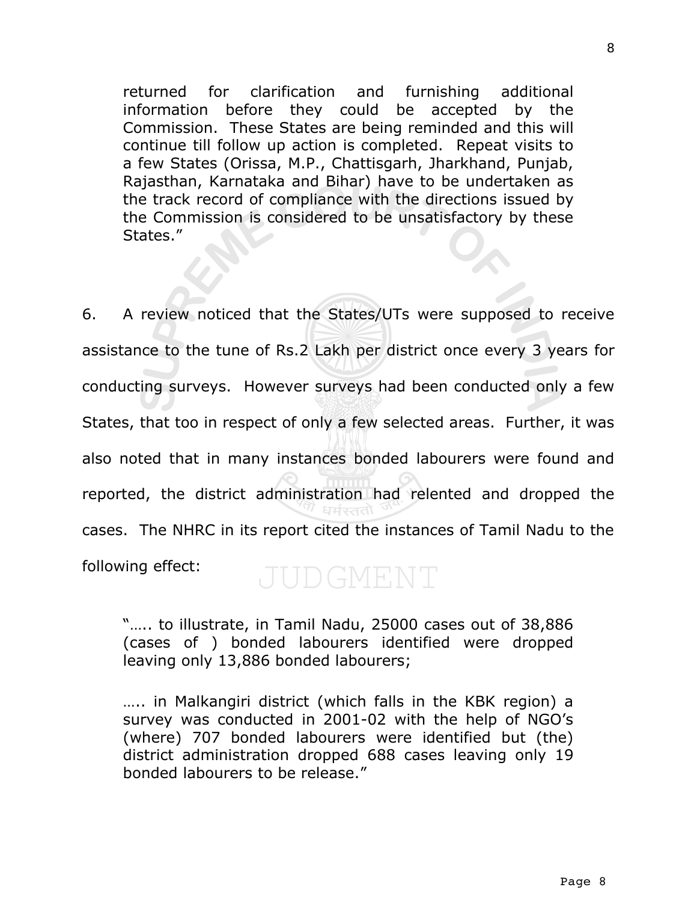> returned for clarification and furnishing additional information before they could be accepted by the Commission. These States are being reminded and this will continue till follow up action is completed. Repeat visits to a few States (Orissa, M.P., Chattisgarh, Jharkhand, Punjab, Rajasthan, Karnataka and Bihar) have to be undertaken as the track record of compliance with the directions issued by the Commission is considered to be unsatisfactory by these States."

6. A review noticed that the States/UTs were supposed to receive assistance to the tune of Rs.2 Lakh per district once every 3 years for conducting surveys. However surveys had been conducted only a few States, that too in respect of only a few selected areas. Further, it was also noted that in many instances bonded labourers were found and reported, the district administration had relented and dropped the cases. The NHRC in its report cited the instances of Tamil Nadu to the following effect:

> "….. to illustrate, in Tamil Nadu, 25000 cases out of 38,886 (cases of ) bonded labourers identified were dropped leaving only 13,886 bonded labourers;
>
> ….. in Malkangiri district (which falls in the KBK region) a survey was conducted in 2001-02 with the help of NGO's (where) 707 bonded labourers were identified but (the) district administration dropped 688 cases leaving only 19 bonded labourers to be release."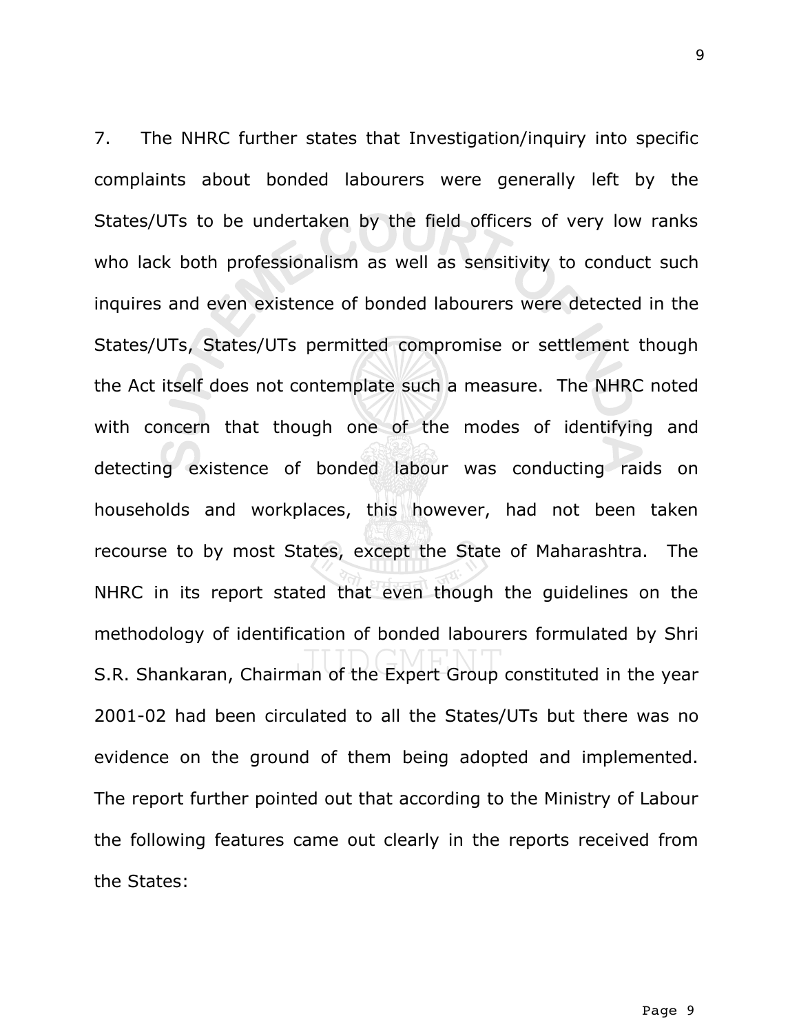7. The NHRC further states that Investigation/inquiry into specific complaints about bonded labourers were generally left by the States/UTs to be undertaken by the field officers of very low ranks who lack both professionalism as well as sensitivity to conduct such inquires and even existence of bonded labourers were detected in the States/UTs, States/UTs permitted compromise or settlement though the Act itself does not contemplate such a measure. The NHRC noted with concern that though one of the modes of identifying and detecting existence of bonded labour was conducting raids on households and workplaces, this however, had not been taken recourse to by most States, except the State of Maharashtra. The NHRC in its report stated that even though the guidelines on the methodology of identification of bonded labourers formulated by Shri S.R. Shankaran, Chairman of the Expert Group constituted in the year 2001-02 had been circulated to all the States/UTs but there was no evidence on the ground of them being adopted and implemented. The report further pointed out that according to the Ministry of Labour the following features came out clearly in the reports received from the States: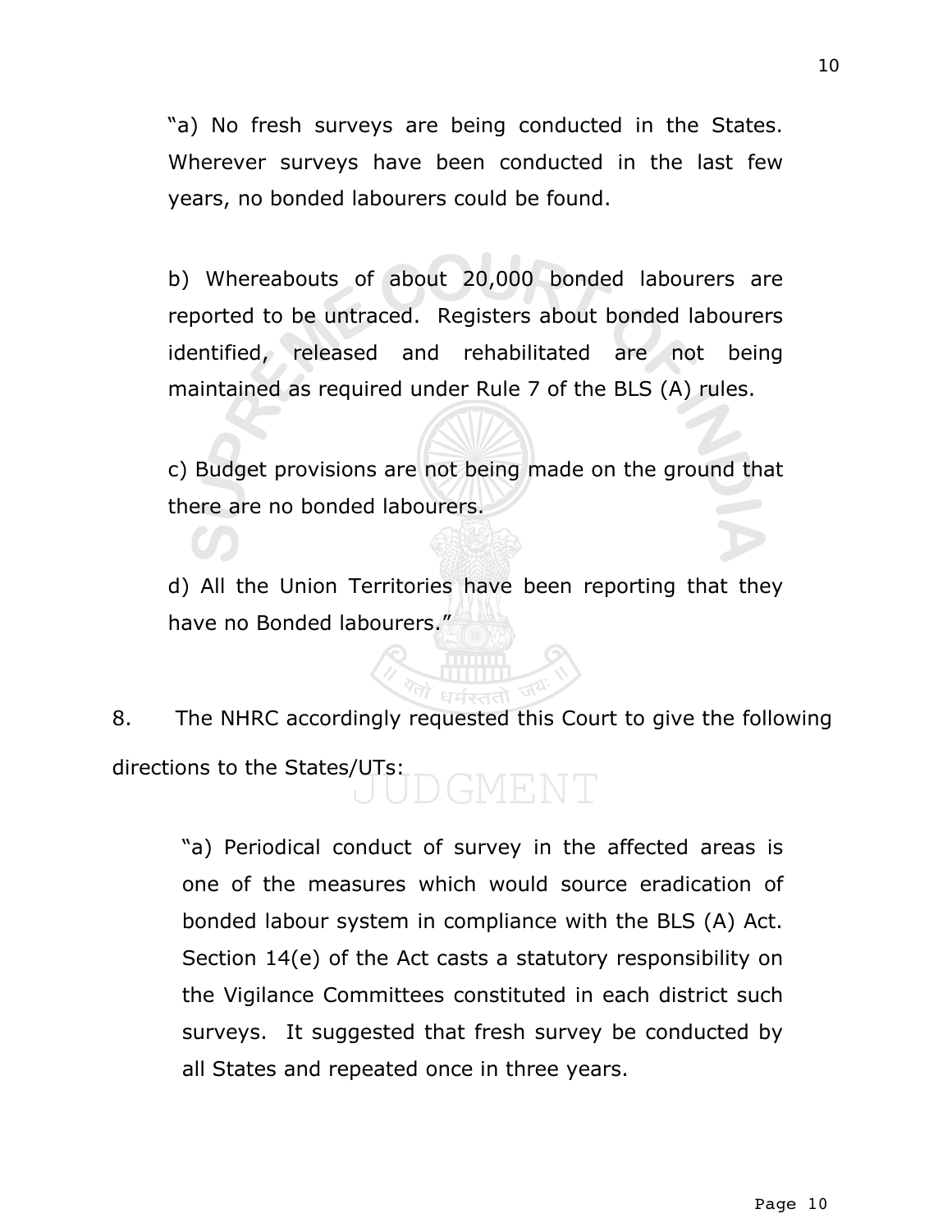"a) No fresh surveys are being conducted in the States. Wherever surveys have been conducted in the last few years, no bonded labourers could be found.

b) Whereabouts of about 20,000 bonded labourers are reported to be untraced. Registers about bonded labourers identified, released and rehabilitated are not being maintained as required under Rule 7 of the BLS (A) rules.

c) Budget provisions are not being made on the ground that there are no bonded labourers.

d) All the Union Territories have been reporting that they have no Bonded labourers."

8. The NHRC accordingly requested this Court to give the following directions to the States/UTs:

> "a) Periodical conduct of survey in the affected areas is one of the measures which would source eradication of bonded labour system in compliance with the BLS (A) Act. Section 14(e) of the Act casts a statutory responsibility on the Vigilance Committees constituted in each district such surveys. It suggested that fresh survey be conducted by all States and repeated once in three years.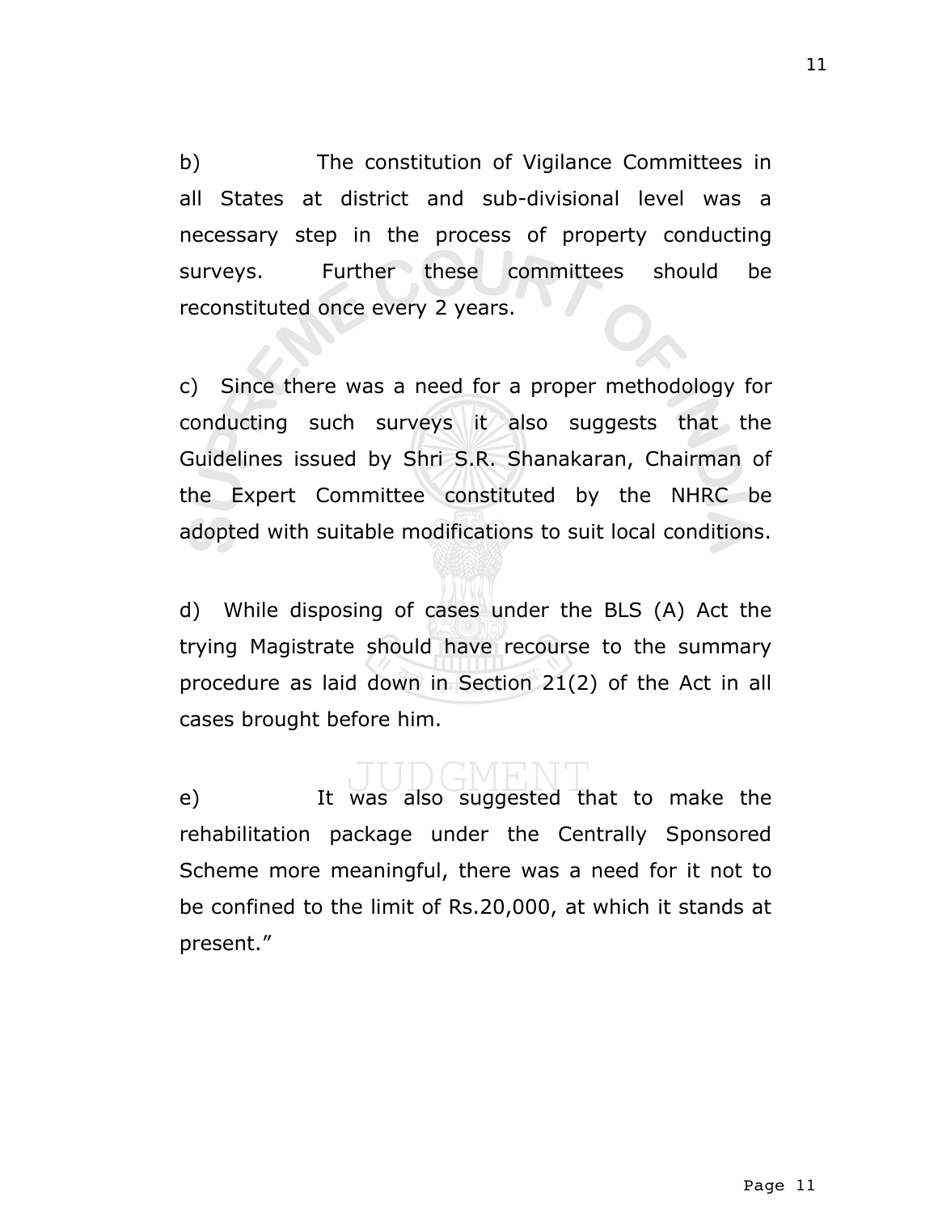b) The constitution of Vigilance Committees in all States at district and sub-divisional level was a necessary step in the process of property conducting surveys. Further these committees should be reconstituted once every 2 years.

c) Since there was a need for a proper methodology for conducting such surveys it also suggests that the Guidelines issued by Shri S.R. Shanakaran, Chairman of the Expert Committee constituted by the NHRC be adopted with suitable modifications to suit local conditions.

d) While disposing of cases under the BLS (A) Act the trying Magistrate should have recourse to the summary procedure as laid down in Section 21(2) of the Act in all cases brought before him.

e) It was also suggested that to make the rehabilitation package under the Centrally Sponsored Scheme more meaningful, there was a need for it not to be confined to the limit of Rs.20,000, at which it stands at present."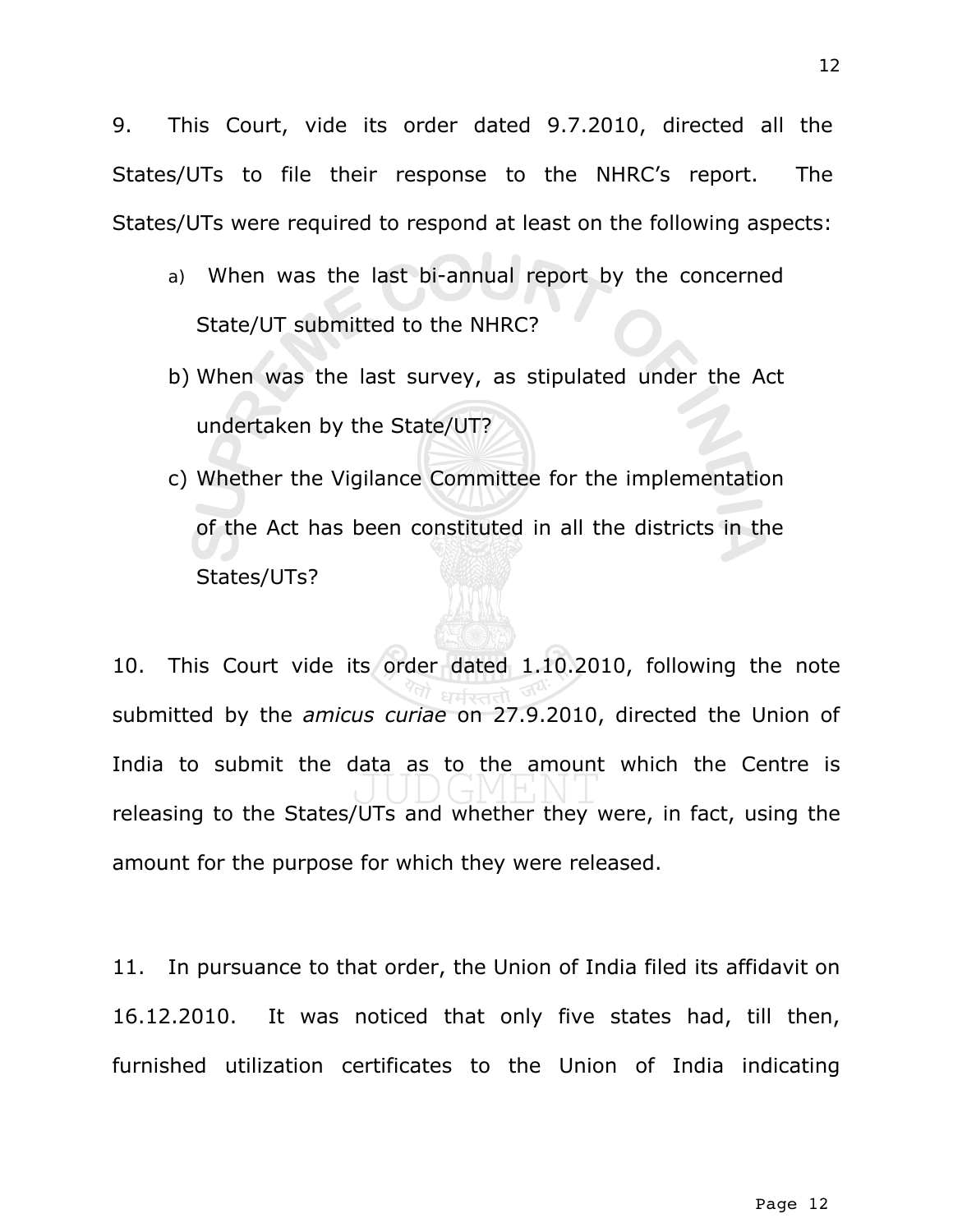9. This Court, vide its order dated 9.7.2010, directed all the States/UTs to file their response to the NHRC's report. The States/UTs were required to respond at least on the following aspects:

a) When was the last bi-annual report by the concerned State/UT submitted to the NHRC?

b) When was the last survey, as stipulated under the Act undertaken by the State/UT?

c) Whether the Vigilance Committee for the implementation of the Act has been constituted in all the districts in the States/UTs?

10. This Court vide its order dated 1.10.2010, following the note submitted by the *amicus curiae* on 27.9.2010, directed the Union of India to submit the data as to the amount which the Centre is releasing to the States/UTs and whether they were, in fact, using the amount for the purpose for which they were released.

11. In pursuance to that order, the Union of India filed its affidavit on 16.12.2010. It was noticed that only five states had, till then, furnished utilization certificates to the Union of India indicating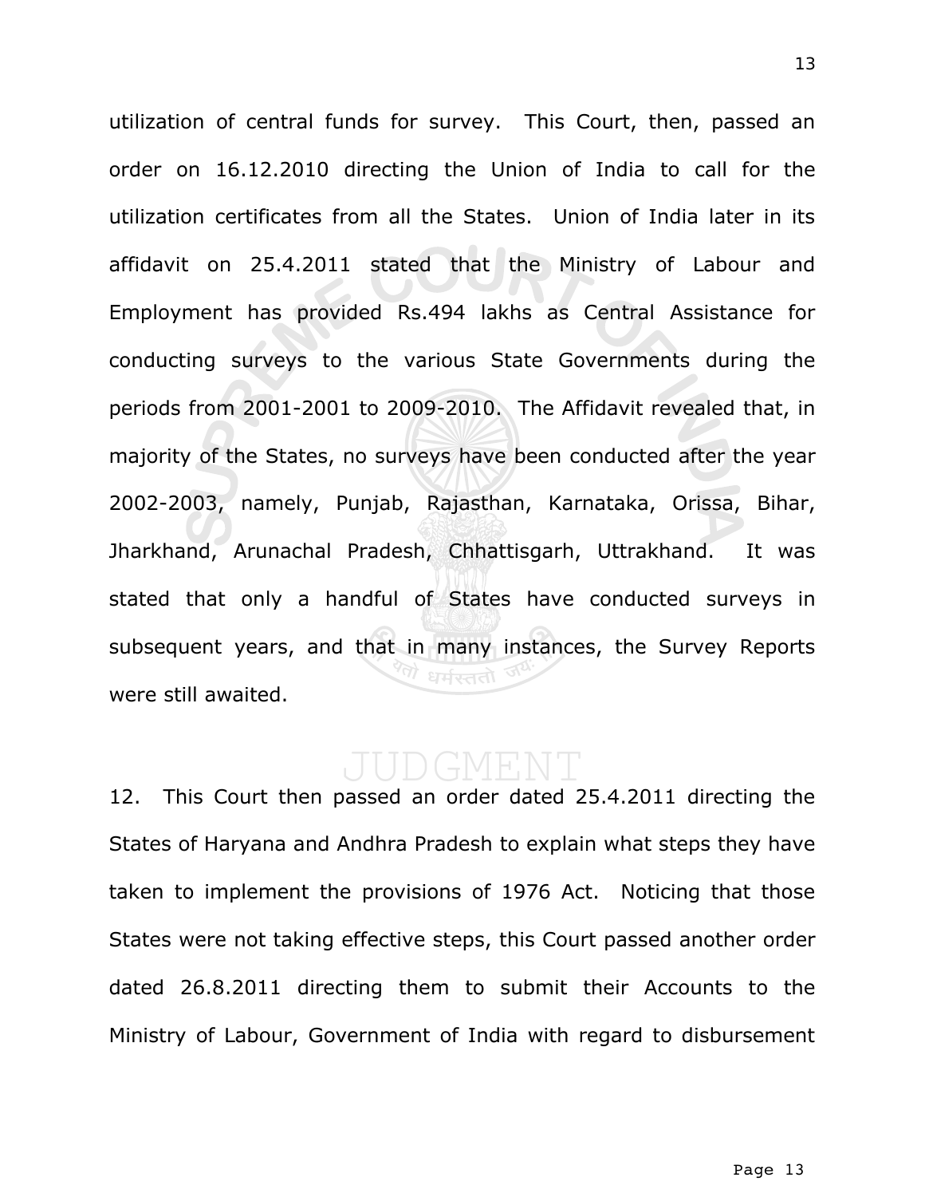utilization of central funds for survey. This Court, then, passed an order on 16.12.2010 directing the Union of India to call for the utilization certificates from all the States. Union of India later in its affidavit on 25.4.2011 stated that the Ministry of Labour and Employment has provided Rs.494 lakhs as Central Assistance for conducting surveys to the various State Governments during the periods from 2001-2001 to 2009-2010. The Affidavit revealed that, in majority of the States, no surveys have been conducted after the year 2002-2003, namely, Punjab, Rajasthan, Karnataka, Orissa, Bihar, Jharkhand, Arunachal Pradesh, Chhattisgarh, Uttrakhand. It was stated that only a handful of States have conducted surveys in subsequent years, and that in many instances, the Survey Reports were still awaited.

12. This Court then passed an order dated 25.4.2011 directing the States of Haryana and Andhra Pradesh to explain what steps they have taken to implement the provisions of 1976 Act. Noticing that those States were not taking effective steps, this Court passed another order dated 26.8.2011 directing them to submit their Accounts to the Ministry of Labour, Government of India with regard to disbursement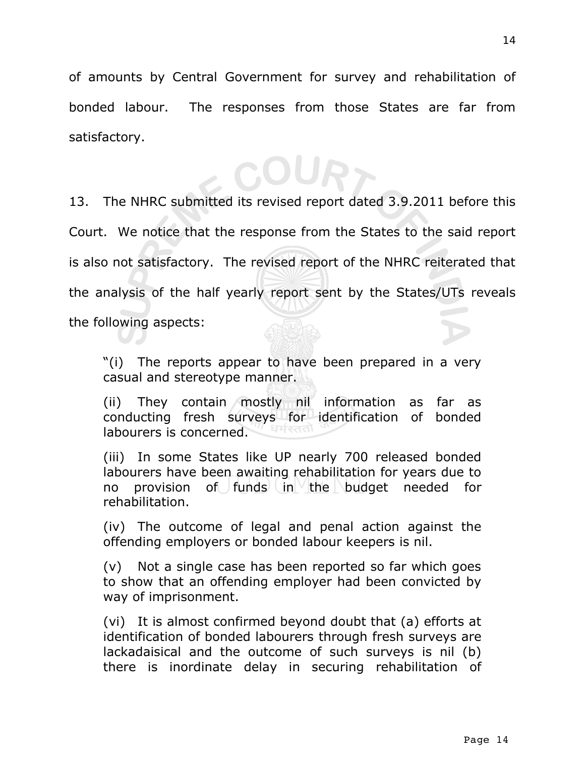of amounts by Central Government for survey and rehabilitation of bonded labour. The responses from those States are far from satisfactory.

13. The NHRC submitted its revised report dated 3.9.2011 before this Court. We notice that the response from the States to the said report is also not satisfactory. The revised report of the NHRC reiterated that the analysis of the half yearly report sent by the States/UTs reveals the following aspects:

> "(i) The reports appear to have been prepared in a very casual and stereotype manner.
>
> (ii) They contain mostly nil information as far as conducting fresh surveys for identification of bonded labourers is concerned.
>
> (iii) In some States like UP nearly 700 released bonded labourers have been awaiting rehabilitation for years due to no provision of funds in the budget needed for rehabilitation.
>
> (iv) The outcome of legal and penal action against the offending employers or bonded labour keepers is nil.
>
> (v) Not a single case has been reported so far which goes to show that an offending employer had been convicted by way of imprisonment.
>
> (vi) It is almost confirmed beyond doubt that (a) efforts at identification of bonded labourers through fresh surveys are lackadaisical and the outcome of such surveys is nil (b) there is inordinate delay in securing rehabilitation of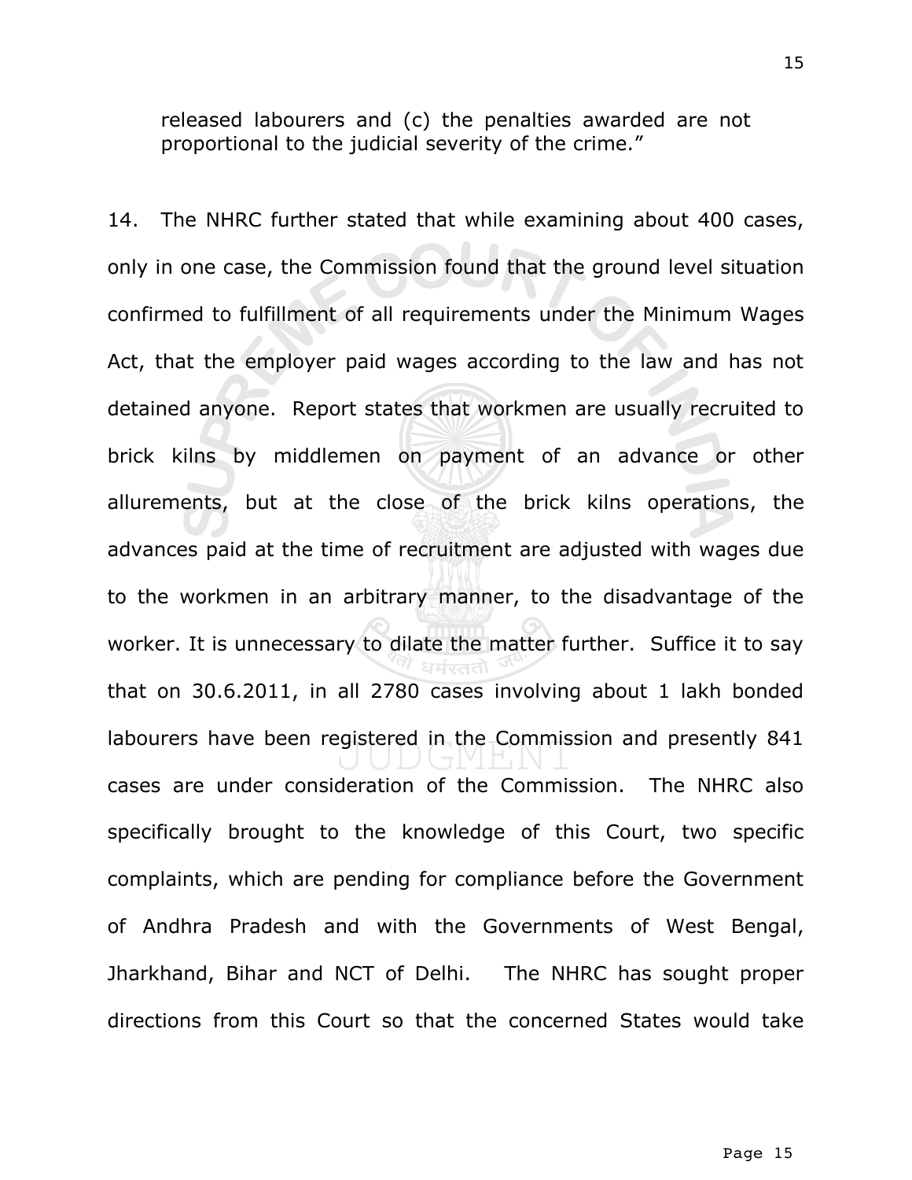released labourers and (c) the penalties awarded are not proportional to the judicial severity of the crime."

14. The NHRC further stated that while examining about 400 cases, only in one case, the Commission found that the ground level situation confirmed to fulfillment of all requirements under the Minimum Wages Act, that the employer paid wages according to the law and has not detained anyone. Report states that workmen are usually recruited to brick kilns by middlemen on payment of an advance or other allurements, but at the close of the brick kilns operations, the advances paid at the time of recruitment are adjusted with wages due to the workmen in an arbitrary manner, to the disadvantage of the worker. It is unnecessary to dilate the matter further. Suffice it to say that on 30.6.2011, in all 2780 cases involving about 1 lakh bonded labourers have been registered in the Commission and presently 841 cases are under consideration of the Commission. The NHRC also specifically brought to the knowledge of this Court, two specific complaints, which are pending for compliance before the Government of Andhra Pradesh and with the Governments of West Bengal, Jharkhand, Bihar and NCT of Delhi. The NHRC has sought proper directions from this Court so that the concerned States would take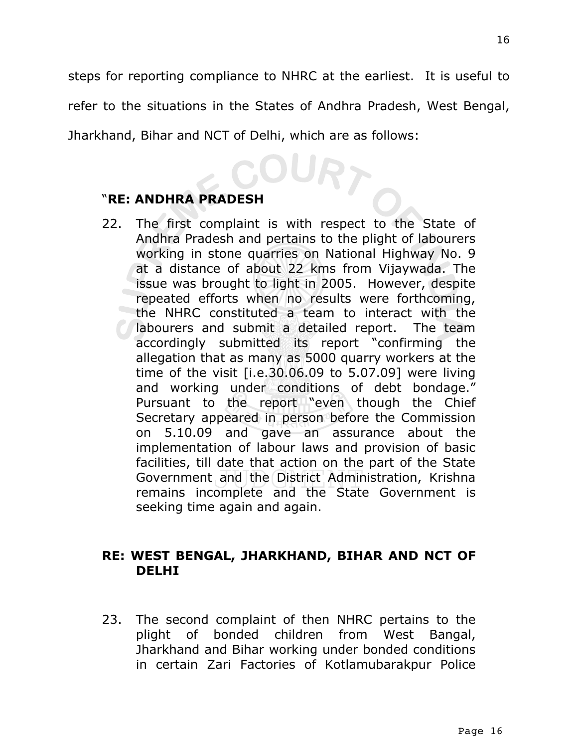steps for reporting compliance to NHRC at the earliest. It is useful to refer to the situations in the States of Andhra Pradesh, West Bengal, Jharkhand, Bihar and NCT of Delhi, which are as follows:

"**RE: ANDHRA PRADESH**

22. The first complaint is with respect to the State of Andhra Pradesh and pertains to the plight of labourers working in stone quarries on National Highway No. 9 at a distance of about 22 kms from Vijaywada. The issue was brought to light in 2005. However, despite repeated efforts when no results were forthcoming, the NHRC constituted a team to interact with the labourers and submit a detailed report. The team accordingly submitted its report "confirming the allegation that as many as 5000 quarry workers at the time of the visit [i.e.30.06.09 to 5.07.09] were living and working under conditions of debt bondage." Pursuant to the report "even though the Chief Secretary appeared in person before the Commission on 5.10.09 and gave an assurance about the implementation of labour laws and provision of basic facilities, till date that action on the part of the State Government and the District Administration, Krishna remains incomplete and the State Government is seeking time again and again.

**RE: WEST BENGAL, JHARKHAND, BIHAR AND NCT OF DELHI**

23. The second complaint of then NHRC pertains to the plight of bonded children from West Bangal, Jharkhand and Bihar working under bonded conditions in certain Zari Factories of Kotlamubarakpur Police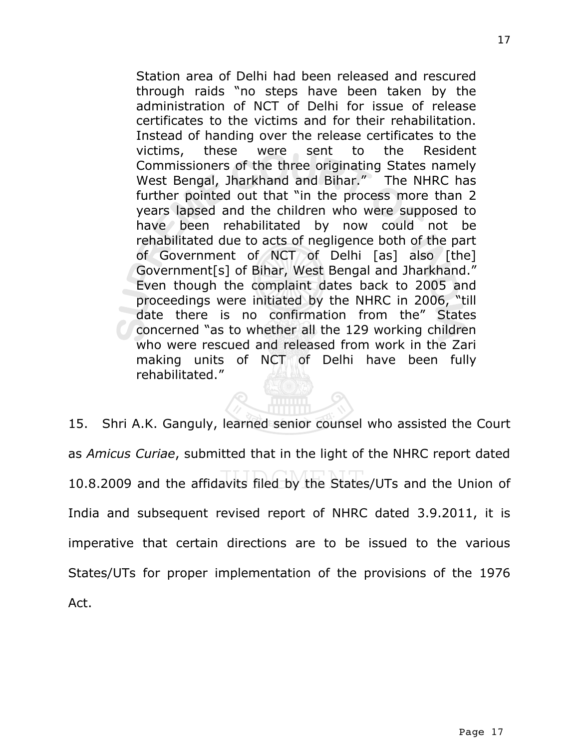> Station area of Delhi had been released and rescured through raids "no steps have been taken by the administration of NCT of Delhi for issue of release certificates to the victims and for their rehabilitation. Instead of handing over the release certificates to the victims, these were sent to the Resident Commissioners of the three originating States namely West Bengal, Jharkhand and Bihar." The NHRC has further pointed out that "in the process more than 2 years lapsed and the children who were supposed to have been rehabilitated by now could not be rehabilitated due to acts of negligence both of the part of Government of NCT of Delhi [as] also [the] Government[s] of Bihar, West Bengal and Jharkhand." Even though the complaint dates back to 2005 and proceedings were initiated by the NHRC in 2006, "till date there is no confirmation from the" States concerned "as to whether all the 129 working children who were rescued and released from work in the Zari making units of NCT of Delhi have been fully rehabilitated."

15. Shri A.K. Ganguly, learned senior counsel who assisted the Court as *Amicus Curiae*, submitted that in the light of the NHRC report dated 10.8.2009 and the affidavits filed by the States/UTs and the Union of India and subsequent revised report of NHRC dated 3.9.2011, it is imperative that certain directions are to be issued to the various States/UTs for proper implementation of the provisions of the 1976 Act.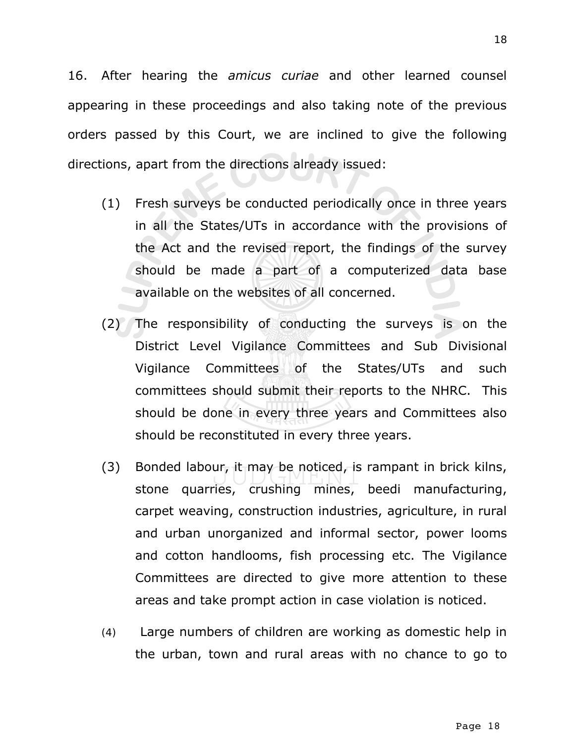16. After hearing the *amicus curiae* and other learned counsel appearing in these proceedings and also taking note of the previous orders passed by this Court, we are inclined to give the following directions, apart from the directions already issued:

(1) Fresh surveys be conducted periodically once in three years in all the States/UTs in accordance with the provisions of the Act and the revised report, the findings of the survey should be made a part of a computerized data base available on the websites of all concerned.

(2) The responsibility of conducting the surveys is on the District Level Vigilance Committees and Sub Divisional Vigilance Committees of the States/UTs and such committees should submit their reports to the NHRC. This should be done in every three years and Committees also should be reconstituted in every three years.

(3) Bonded labour, it may be noticed, is rampant in brick kilns, stone quarries, crushing mines, beedi manufacturing, carpet weaving, construction industries, agriculture, in rural and urban unorganized and informal sector, power looms and cotton handlooms, fish processing etc. The Vigilance Committees are directed to give more attention to these areas and take prompt action in case violation is noticed.

(4) Large numbers of children are working as domestic help in the urban, town and rural areas with no chance to go to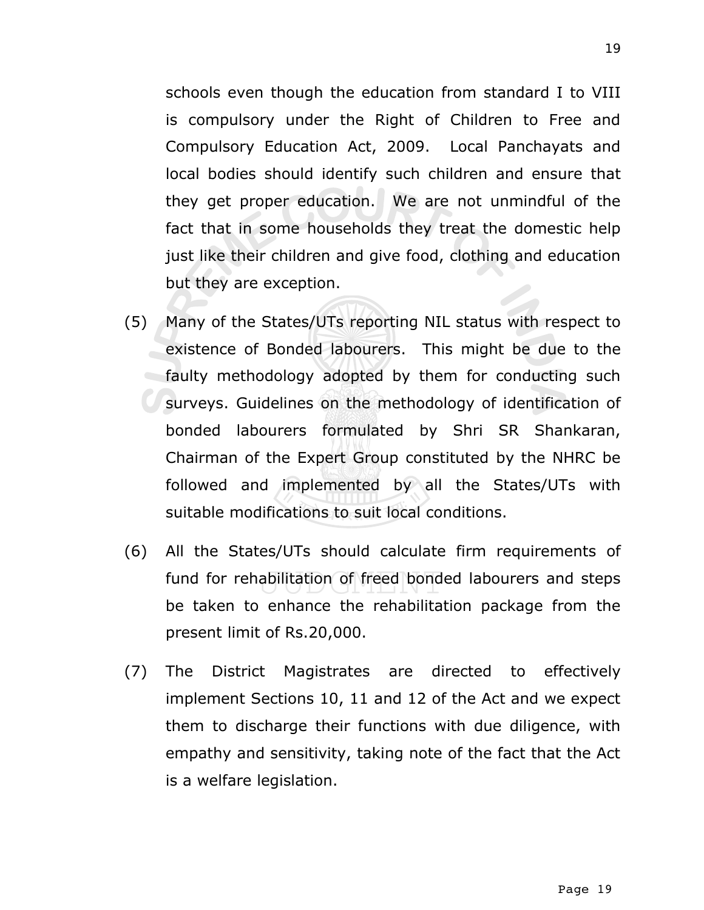schools even though the education from standard I to VIII is compulsory under the Right of Children to Free and Compulsory Education Act, 2009. Local Panchayats and local bodies should identify such children and ensure that they get proper education. We are not unmindful of the fact that in some households they treat the domestic help just like their children and give food, clothing and education but they are exception.

(5) Many of the States/UTs reporting NIL status with respect to existence of Bonded labourers. This might be due to the faulty methodology adopted by them for conducting such surveys. Guidelines on the methodology of identification of bonded labourers formulated by Shri SR Shankaran, Chairman of the Expert Group constituted by the NHRC be followed and implemented by all the States/UTs with suitable modifications to suit local conditions.

(6) All the States/UTs should calculate firm requirements of fund for rehabilitation of freed bonded labourers and steps be taken to enhance the rehabilitation package from the present limit of Rs.20,000.

(7) The District Magistrates are directed to effectively implement Sections 10, 11 and 12 of the Act and we expect them to discharge their functions with due diligence, with empathy and sensitivity, taking note of the fact that the Act is a welfare legislation.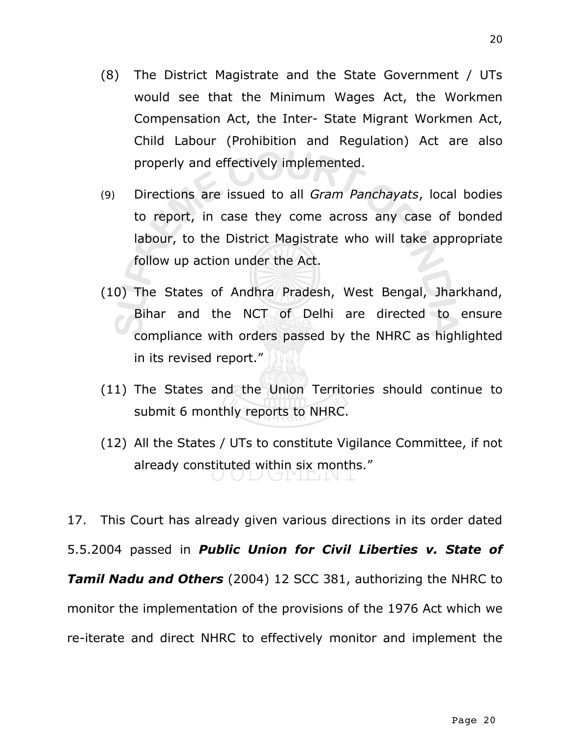(8) The District Magistrate and the State Government / UTs would see that the Minimum Wages Act, the Workmen Compensation Act, the Inter- State Migrant Workmen Act, Child Labour (Prohibition and Regulation) Act are also properly and effectively implemented.

(9) Directions are issued to all *Gram Panchayats*, local bodies to report, in case they come across any case of bonded labour, to the District Magistrate who will take appropriate follow up action under the Act.

(10) The States of Andhra Pradesh, West Bengal, Jharkhand, Bihar and the NCT of Delhi are directed to ensure compliance with orders passed by the NHRC as highlighted in its revised report."

(11) The States and the Union Territories should continue to submit 6 monthly reports to NHRC.

(12) All the States / UTs to constitute Vigilance Committee, if not already constituted within six months."

17. This Court has already given various directions in its order dated 5.5.2004 passed in ***Public Union for Civil Liberties v. State of Tamil Nadu and Others*** (2004) 12 SCC 381, authorizing the NHRC to monitor the implementation of the provisions of the 1976 Act which we re-iterate and direct NHRC to effectively monitor and implement the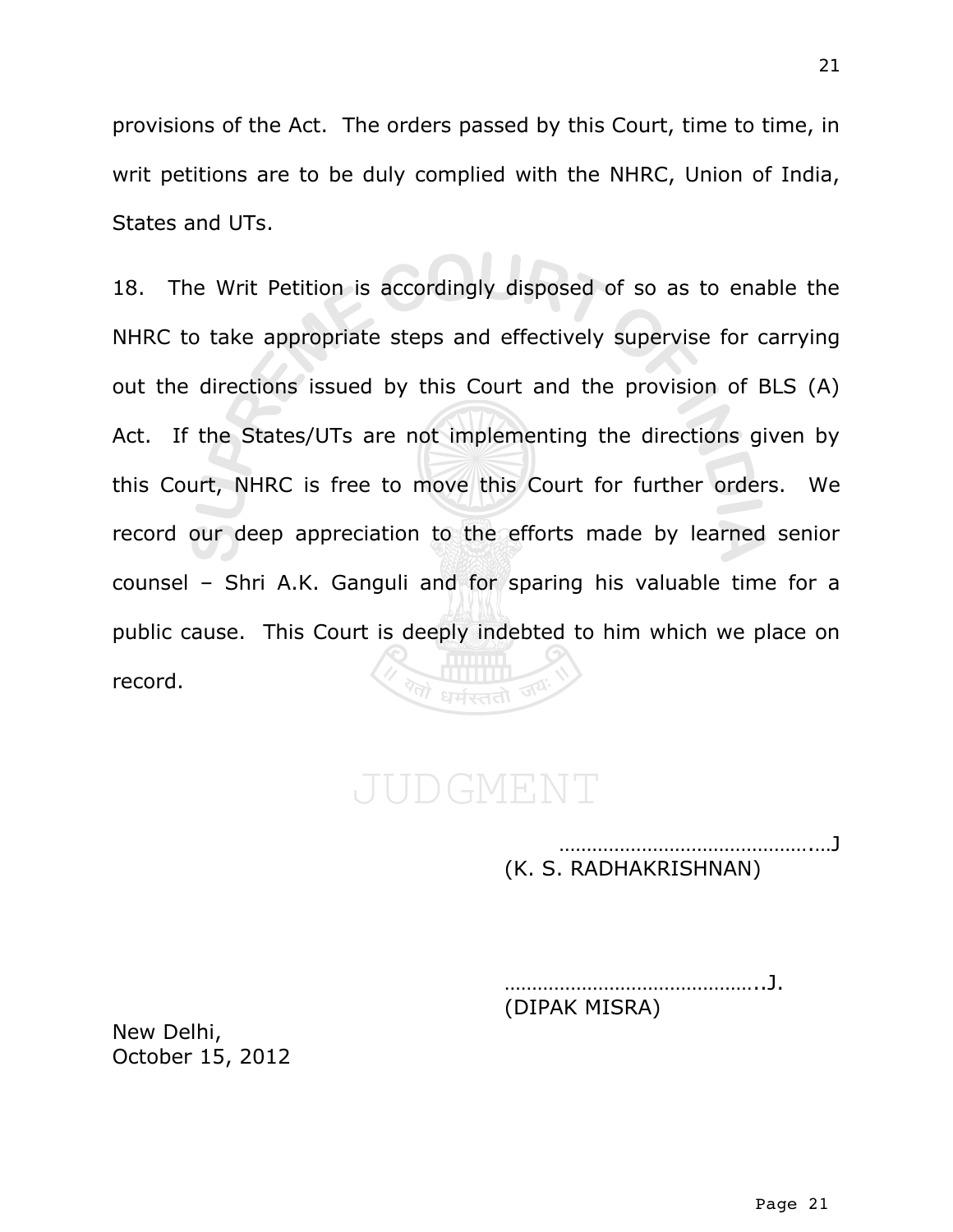provisions of the Act. The orders passed by this Court, time to time, in writ petitions are to be duly complied with the NHRC, Union of India, States and UTs.

18. The Writ Petition is accordingly disposed of so as to enable the NHRC to take appropriate steps and effectively supervise for carrying out the directions issued by this Court and the provision of BLS (A) Act. If the States/UTs are not implementing the directions given by this Court, NHRC is free to move this Court for further orders. We record our deep appreciation to the efforts made by learned senior counsel – Shri A.K. Ganguli and for sparing his valuable time for a public cause. This Court is deeply indebted to him which we place on record.

…………………………………….…J
(K. S. RADHAKRISHNAN)

………………………………………..J.
(DIPAK MISRA)

New Delhi,
October 15, 2012